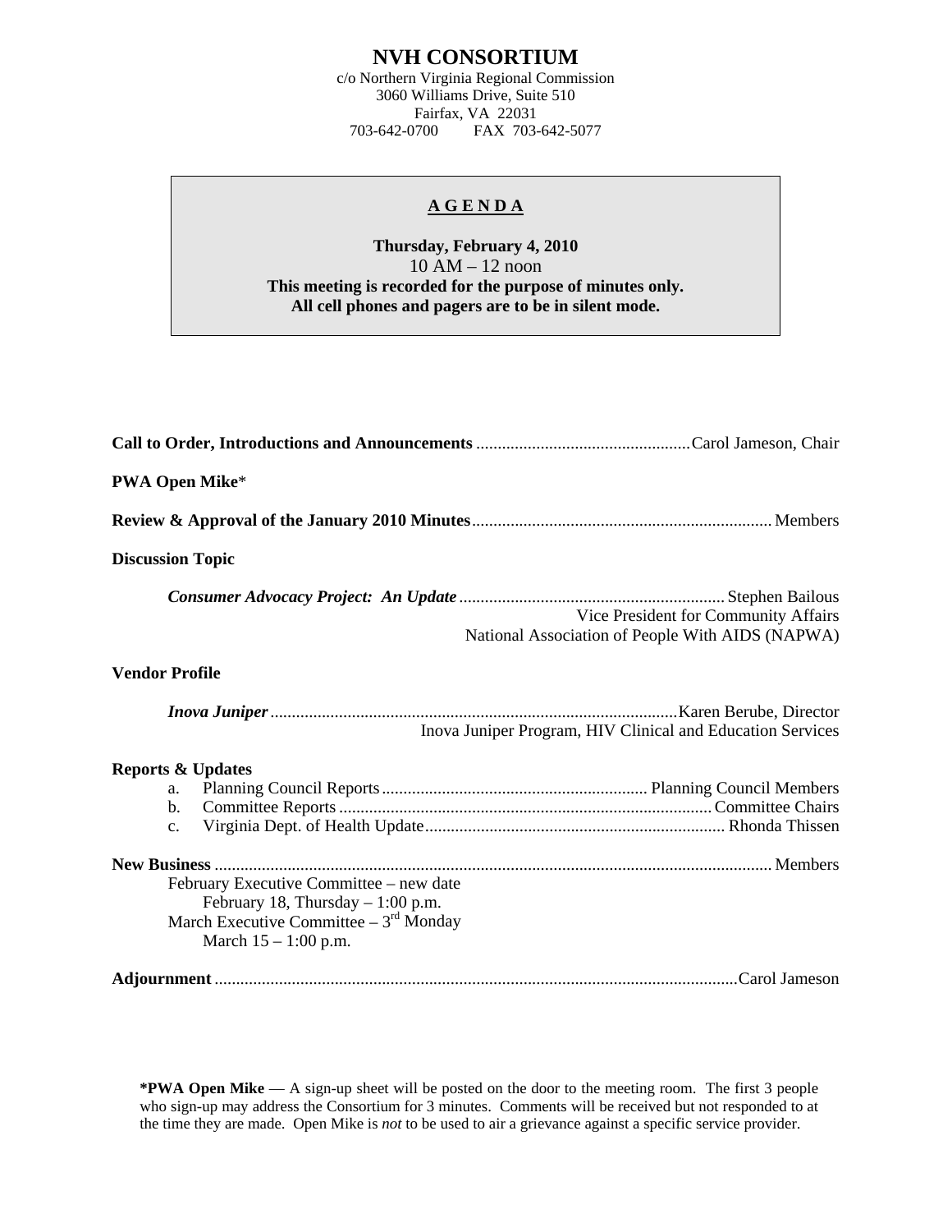# NVH CONSORTIUM

c/o Northern Virginia Regional Commission
3060 Williams Drive, Suite 510
Fairfax, VA 22031
703-642-0700 FAX 703-642-5077

## A G E N D A

**Thursday, February 4, 2010**
10 AM – 12 noon
**This meeting is recorded for the purpose of minutes only.**
**All cell phones and pagers are to be in silent mode.**

**Call to Order, Introductions and Announcements** .......... Carol Jameson, Chair

**PWA Open Mike***

**Review & Approval of the January 2010 Minutes** .......... Members

**Discussion Topic**

***Consumer Advocacy Project: An Update*** .......... Stephen Bailous
Vice President for Community Affairs
National Association of People With AIDS (NAPWA)

**Vendor Profile**

***Inova Juniper*** .......... Karen Berube, Director
Inova Juniper Program, HIV Clinical and Education Services

**Reports & Updates**

a. Planning Council Reports .......... Planning Council Members
b. Committee Reports .......... Committee Chairs
c. Virginia Dept. of Health Update .......... Rhonda Thissen

**New Business** .......... Members

February Executive Committee – new date
February 18, Thursday – 1:00 p.m.
March Executive Committee – 3rd Monday
March 15 – 1:00 p.m.

**Adjournment** .......... Carol Jameson

***PWA Open Mike** — A sign-up sheet will be posted on the door to the meeting room. The first 3 people who sign-up may address the Consortium for 3 minutes. Comments will be received but not responded to at the time they are made. Open Mike is *not* to be used to air a grievance against a specific service provider.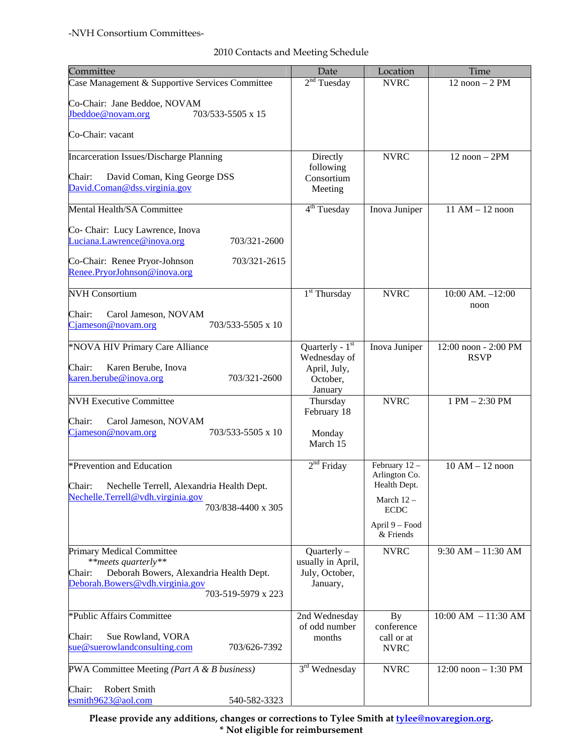-NVH Consortium Committees-

2010 Contacts and Meeting Schedule

| Committee | Date | Location | Time |
|---|---|---|---|
| Case Management & Supportive Services Committee<br><br>Co-Chair: Jane Beddoe, NOVAM<br>Jbeddoe@novam.org 703/533-5505 x 15<br><br>Co-Chair: vacant | 2nd Tuesday | NVRC | 12 noon – 2 PM |
| Incarceration Issues/Discharge Planning<br><br>Chair: David Coman, King George DSS<br>David.Coman@dss.virginia.gov | Directly following Consortium Meeting | NVRC | 12 noon – 2PM |
| Mental Health/SA Committee<br><br>Co- Chair: Lucy Lawrence, Inova<br>Luciana.Lawrence@inova.org 703/321-2600<br><br>Co-Chair: Renee Pryor-Johnson 703/321-2615<br>Renee.PryorJohnson@inova.org | 4th Tuesday | Inova Juniper | 11 AM – 12 noon |
| NVH Consortium<br><br>Chair: Carol Jameson, NOVAM<br>Cjameson@novam.org 703/533-5505 x 10 | 1st Thursday | NVRC | 10:00 AM. –12:00 noon |
| *NOVA HIV Primary Care Alliance<br><br>Chair: Karen Berube, Inova<br>karen.berube@inova.org 703/321-2600 | Quarterly - 1st Wednesday of April, July, October, January | Inova Juniper | 12:00 noon - 2:00 PM RSVP |
| NVH Executive Committee<br><br>Chair: Carol Jameson, NOVAM<br>Cjameson@novam.org 703/533-5505 x 10 | Thursday February 18<br><br>Monday March 15 | NVRC | 1 PM – 2:30 PM |
| *Prevention and Education<br><br>Chair: Nechelle Terrell, Alexandria Health Dept.<br>Nechelle.Terrell@vdh.virginia.gov<br>703/838-4400 x 305 | 2nd Friday | February 12 – Arlington Co. Health Dept.<br><br>March 12 – ECDC<br><br>April 9 – Food & Friends | 10 AM – 12 noon |
| Primary Medical Committee<br>*\*meets quarterly\*\*<br>Chair: Deborah Bowers, Alexandria Health Dept.<br>Deborah.Bowers@vdh.virginia.gov<br>703-519-5979 x 223 | Quarterly – usually in April, July, October, January, | NVRC | 9:30 AM – 11:30 AM |
| *Public Affairs Committee<br><br>Chair: Sue Rowland, VORA<br>sue@suerowlandconsulting.com 703/626-7392 | 2nd Wednesday of odd number months | By conference call or at NVRC | 10:00 AM – 11:30 AM |
| PWA Committee Meeting *(Part A & B business)*<br><br>Chair: Robert Smith<br>esmith9623@aol.com 540-582-3323 | 3rd Wednesday | NVRC | 12:00 noon – 1:30 PM |

**Please provide any additions, changes or corrections to Tylee Smith at tylee@novaregion.org.**
**\* Not eligible for reimbursement**